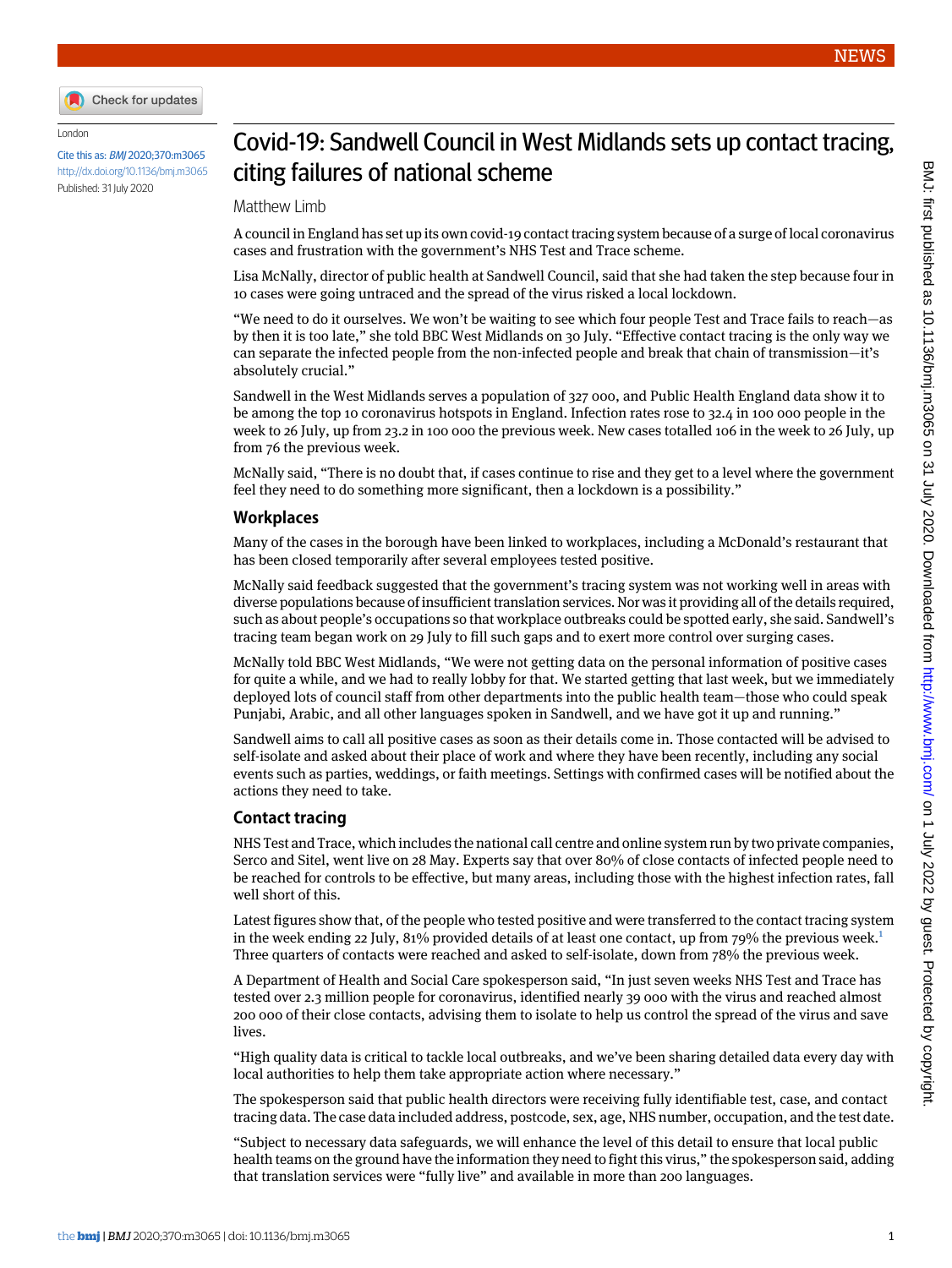NEWS

London

Cite this as: *BMJ* 2020;370:m3065

http://dx.doi.org/10.1136/bmj.m3065

Published: 31 July 2020

# Covid-19: Sandwell Council in West Midlands sets up contact tracing, citing failures of national scheme

Matthew Limb

A council in England has set up its own covid-19 contact tracing system because of a surge of local coronavirus cases and frustration with the government's NHS Test and Trace scheme.

Lisa McNally, director of public health at Sandwell Council, said that she had taken the step because four in 10 cases were going untraced and the spread of the virus risked a local lockdown.

"We need to do it ourselves. We won't be waiting to see which four people Test and Trace fails to reach—as by then it is too late," she told BBC West Midlands on 30 July. "Effective contact tracing is the only way we can separate the infected people from the non-infected people and break that chain of transmission—it's absolutely crucial."

Sandwell in the West Midlands serves a population of 327 000, and Public Health England data show it to be among the top 10 coronavirus hotspots in England. Infection rates rose to 32.4 in 100 000 people in the week to 26 July, up from 23.2 in 100 000 the previous week. New cases totalled 106 in the week to 26 July, up from 76 the previous week.

McNally said, "There is no doubt that, if cases continue to rise and they get to a level where the government feel they need to do something more significant, then a lockdown is a possibility."

## Workplaces

Many of the cases in the borough have been linked to workplaces, including a McDonald's restaurant that has been closed temporarily after several employees tested positive.

McNally said feedback suggested that the government's tracing system was not working well in areas with diverse populations because of insufficient translation services. Nor was it providing all of the details required, such as about people's occupations so that workplace outbreaks could be spotted early, she said. Sandwell's tracing team began work on 29 July to fill such gaps and to exert more control over surging cases.

McNally told BBC West Midlands, "We were not getting data on the personal information of positive cases for quite a while, and we had to really lobby for that. We started getting that last week, but we immediately deployed lots of council staff from other departments into the public health team—those who could speak Punjabi, Arabic, and all other languages spoken in Sandwell, and we have got it up and running."

Sandwell aims to call all positive cases as soon as their details come in. Those contacted will be advised to self-isolate and asked about their place of work and where they have been recently, including any social events such as parties, weddings, or faith meetings. Settings with confirmed cases will be notified about the actions they need to take.

## Contact tracing

NHS Test and Trace, which includes the national call centre and online system run by two private companies, Serco and Sitel, went live on 28 May. Experts say that over 80% of close contacts of infected people need to be reached for controls to be effective, but many areas, including those with the highest infection rates, fall well short of this.

Latest figures show that, of the people who tested positive and were transferred to the contact tracing system in the week ending 22 July, 81% provided details of at least one contact, up from 79% the previous week.[1] Three quarters of contacts were reached and asked to self-isolate, down from 78% the previous week.

A Department of Health and Social Care spokesperson said, "In just seven weeks NHS Test and Trace has tested over 2.3 million people for coronavirus, identified nearly 39 000 with the virus and reached almost 200 000 of their close contacts, advising them to isolate to help us control the spread of the virus and save lives.

"High quality data is critical to tackle local outbreaks, and we've been sharing detailed data every day with local authorities to help them take appropriate action where necessary."

The spokesperson said that public health directors were receiving fully identifiable test, case, and contact tracing data. The case data included address, postcode, sex, age, NHS number, occupation, and the test date.

"Subject to necessary data safeguards, we will enhance the level of this detail to ensure that local public health teams on the ground have the information they need to fight this virus," the spokesperson said, adding that translation services were "fully live" and available in more than 200 languages.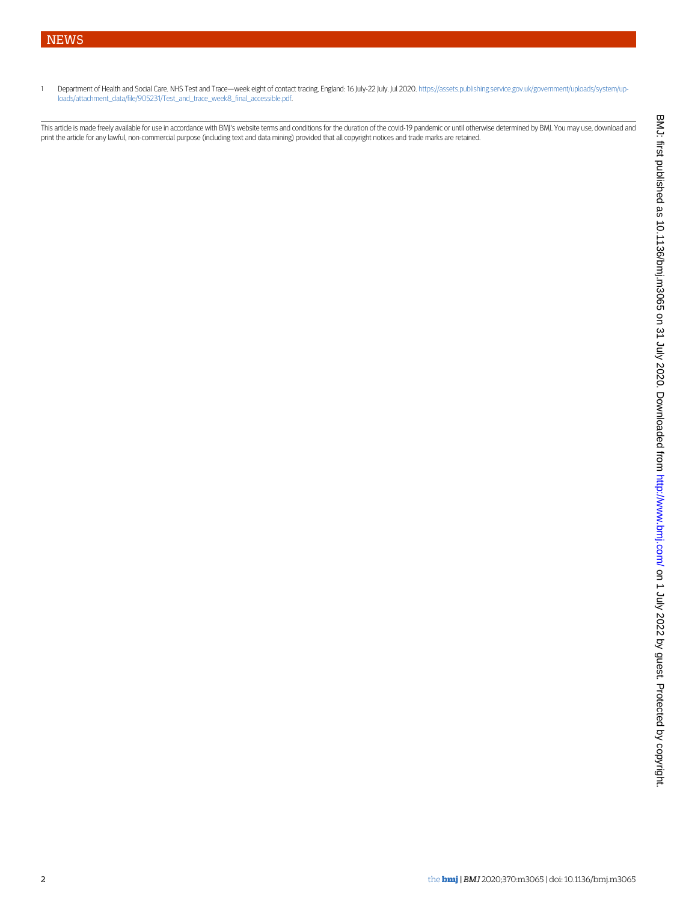1 Department of Health and Social Care. NHS Test and Trace—week eight of contact tracing, England: 16 July-22 July. Jul 2020. https://assets.publishing.service.gov.uk/government/uploads/system/uploads/attachment_data/file/905231/Test_and_trace_week8_final_accessible.pdf.

This article is made freely available for use in accordance with BMJ's website terms and conditions for the duration of the covid-19 pandemic or until otherwise determined by BMJ. You may use, download and print the article for any lawful, non-commercial purpose (including text and data mining) provided that all copyright notices and trade marks are retained.